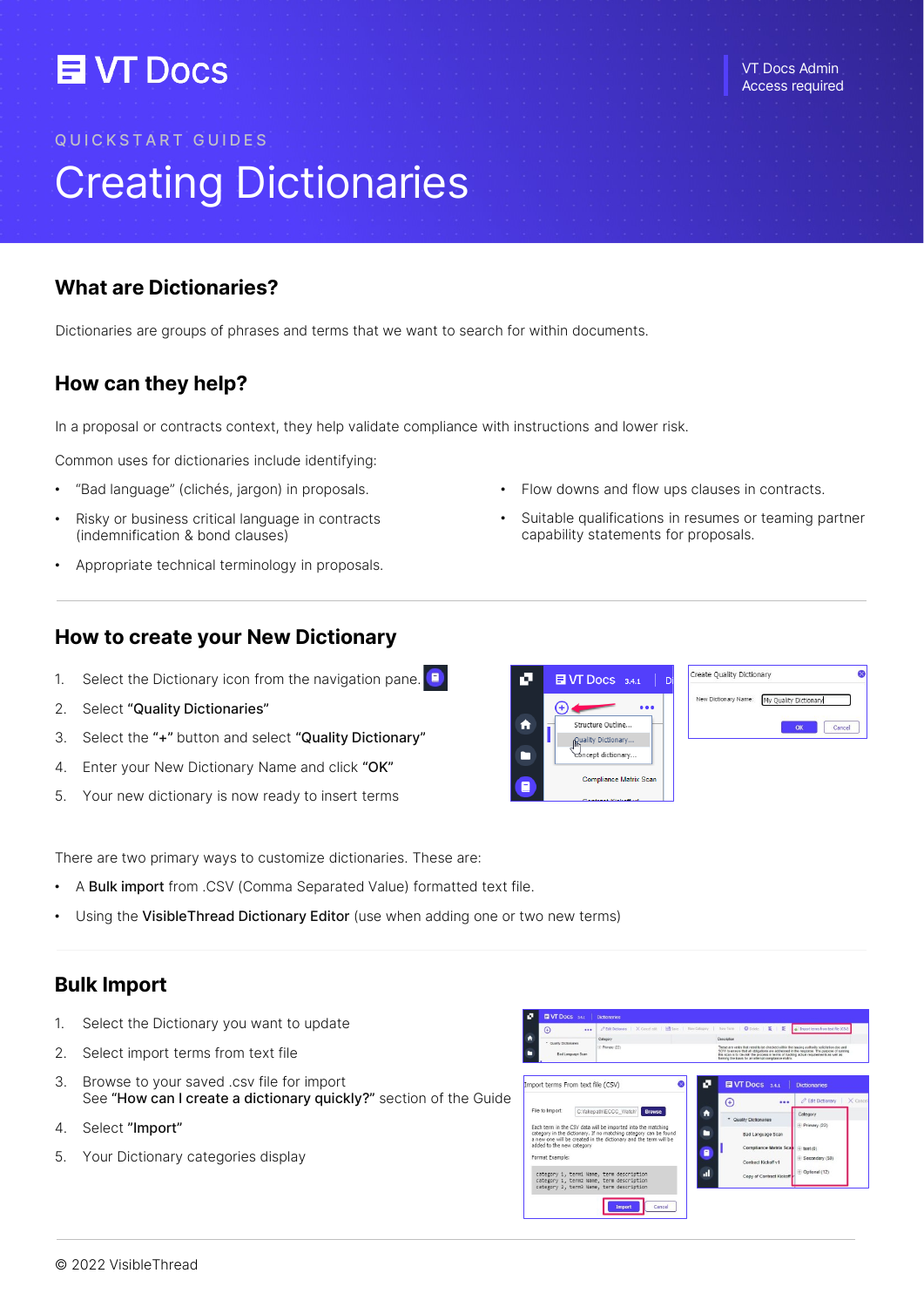# VT Docs

VT Docs Admin
Access required

QUICKSTART GUIDES

# Creating Dictionaries

## What are Dictionaries?

Dictionaries are groups of phrases and terms that we want to search for within documents.

## How can they help?

In a proposal or contracts context, they help validate compliance with instructions and lower risk.

Common uses for dictionaries include identifying:

- "Bad language" (clichés, jargon) in proposals.
- Risky or business critical language in contracts (indemnification & bond clauses)
- Appropriate technical terminology in proposals.
- Flow downs and flow ups clauses in contracts.
- Suitable qualifications in resumes or teaming partner capability statements for proposals.

## How to create your New Dictionary

1. Select the Dictionary icon from the navigation pane.
2. Select **"Quality Dictionaries"**
3. Select the **"+"** button and select **"Quality Dictionary"**
4. Enter your New Dictionary Name and click **"OK"**
5. Your new dictionary is now ready to insert terms

There are two primary ways to customize dictionaries. These are:

- A **Bulk import** from .CSV (Comma Separated Value) formatted text file.
- Using the **VisibleThread Dictionary Editor** (use when adding one or two new terms)

## Bulk Import

1. Select the Dictionary you want to update
2. Select import terms from text file
3. Browse to your saved .csv file for import
   See **"How can I create a dictionary quickly?"** section of the Guide
4. Select **"Import"**
5. Your Dictionary categories display

© 2022 VisibleThread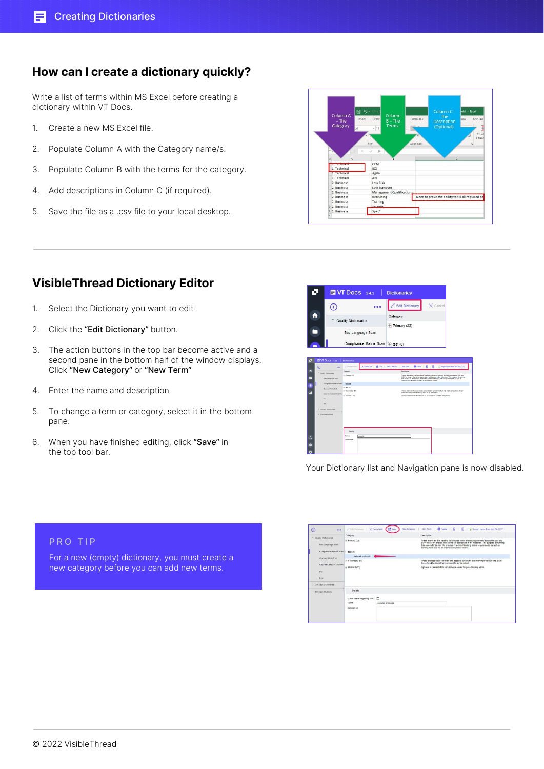## How can I create a dictionary quickly?

Write a list of terms within MS Excel before creating a dictionary within VT Docs.

1. Create a new MS Excel file.
2. Populate Column A with the Category name/s.
3. Populate Column B with the terms for the category.
4. Add descriptions in Column C (if required).
5. Save the file as a .csv file to your local desktop.

## VisibleThread Dictionary Editor

1. Select the Dictionary you want to edit
2. Click the **"Edit Dictionary"** button.
3. The action buttons in the top bar become active and a second pane in the bottom half of the window displays. Click **"New Category"** or **"New Term"**
4. Enter the name and description
5. To change a term or category, select it in the bottom pane.
6. When you have finished editing, click **"Save"** in the top tool bar.

Your Dictionary list and Navigation pane is now disabled.

**PRO TIP**

For a new (empty) dictionary, you must create a new category before you can add new terms.

© 2022 VisibleThread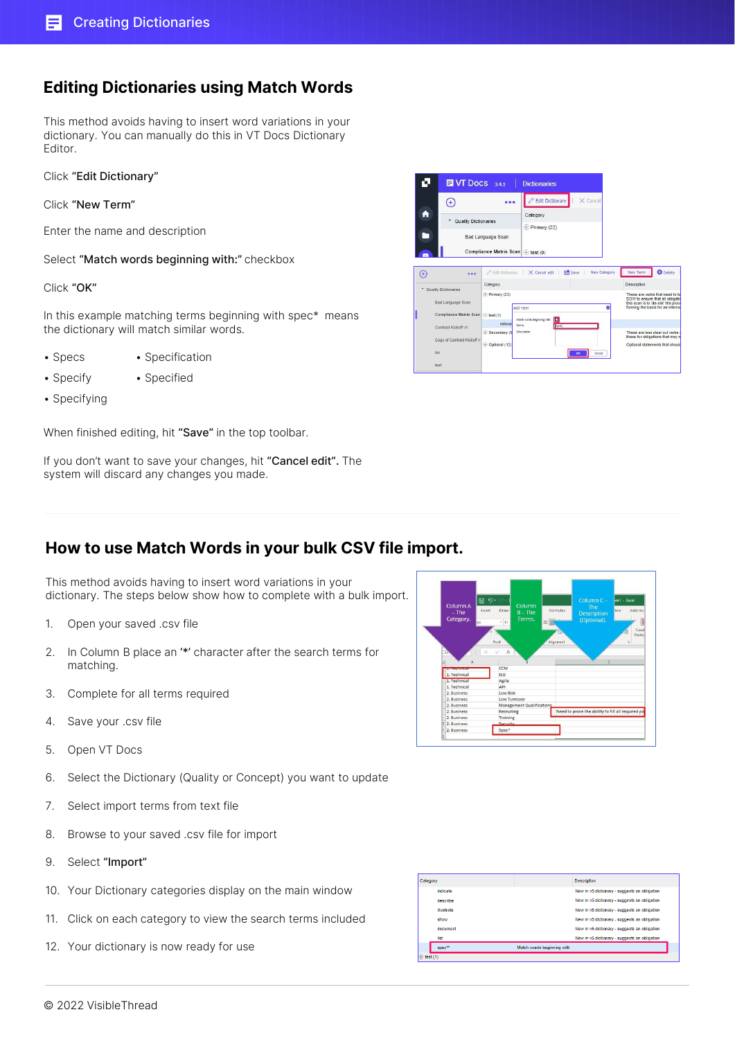## Editing Dictionaries using Match Words

This method avoids having to insert word variations in your dictionary. You can manually do this in VT Docs Dictionary Editor.

Click **"Edit Dictionary"**

Click **"New Term"**

Enter the name and description

Select **"Match words beginning with:"** checkbox

Click **"OK"**

In this example matching terms beginning with spec* means the dictionary will match similar words.

- Specs
- Specify
- Specifying
- Specification
- Specified

When finished editing, hit **"Save"** in the top toolbar.

If you don't want to save your changes, hit **"Cancel edit"**. The system will discard any changes you made.

## How to use Match Words in your bulk CSV file import.

This method avoids having to insert word variations in your dictionary. The steps below show how to complete with a bulk import.

1. Open your saved .csv file
2. In Column B place an '*' character after the search terms for matching.
3. Complete for all terms required
4. Save your .csv file
5. Open VT Docs
6. Select the Dictionary (Quality or Concept) you want to update
7. Select import terms from text file
8. Browse to your saved .csv file for import
9. Select **"Import"**
10. Your Dictionary categories display on the main window
11. Click on each category to view the search terms included
12. Your dictionary is now ready for use

© 2022 VisibleThread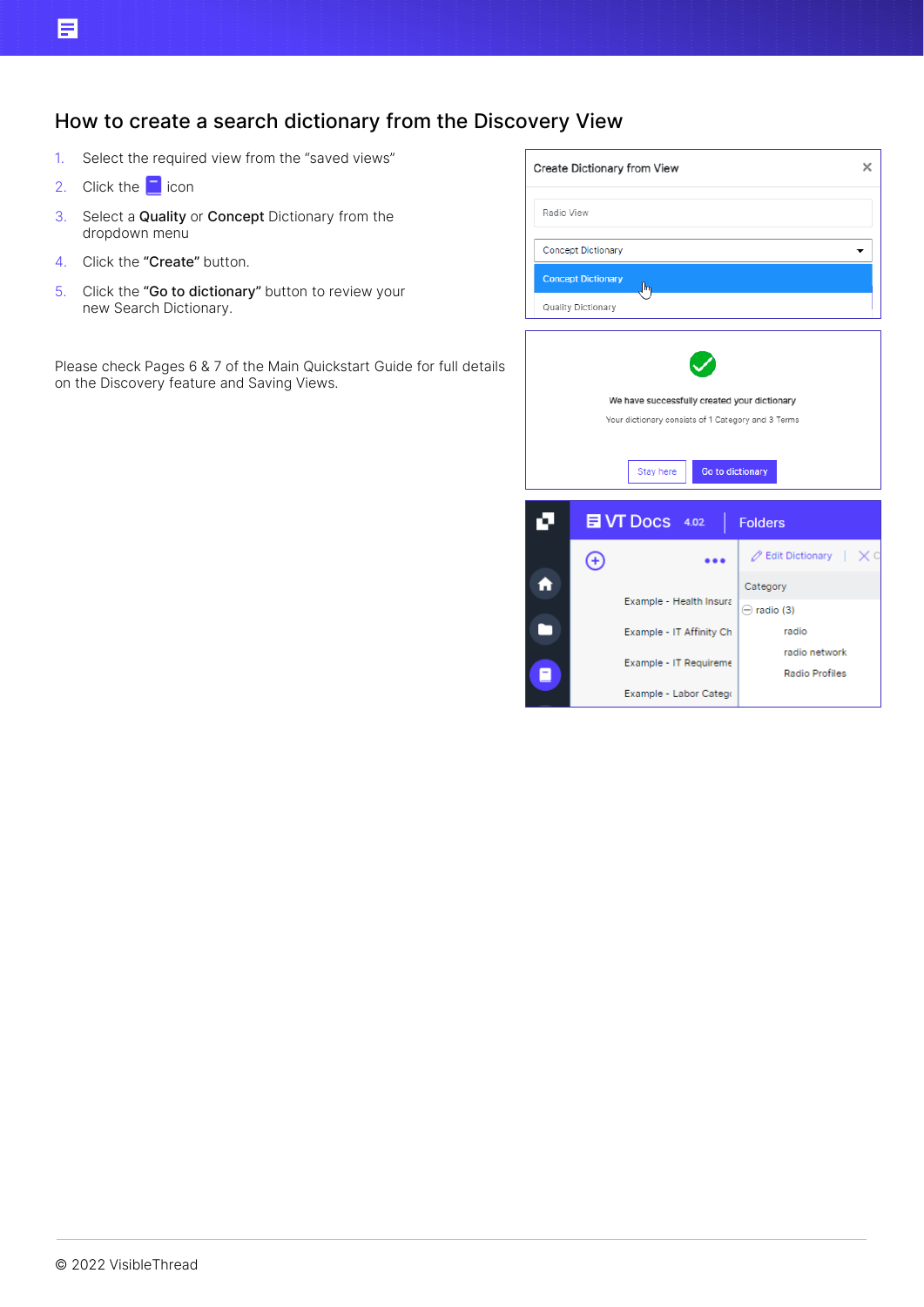# How to create a search dictionary from the Discovery View

1. Select the required view from the “saved views”
2. Click the icon
3. Select a **Quality** or **Concept** Dictionary from the dropdown menu
4. Click the **“Create”** button.
5. Click the **“Go to dictionary”** button to review your new Search Dictionary.

Please check Pages 6 & 7 of the Main Quickstart Guide for full details on the Discovery feature and Saving Views.

© 2022 VisibleThread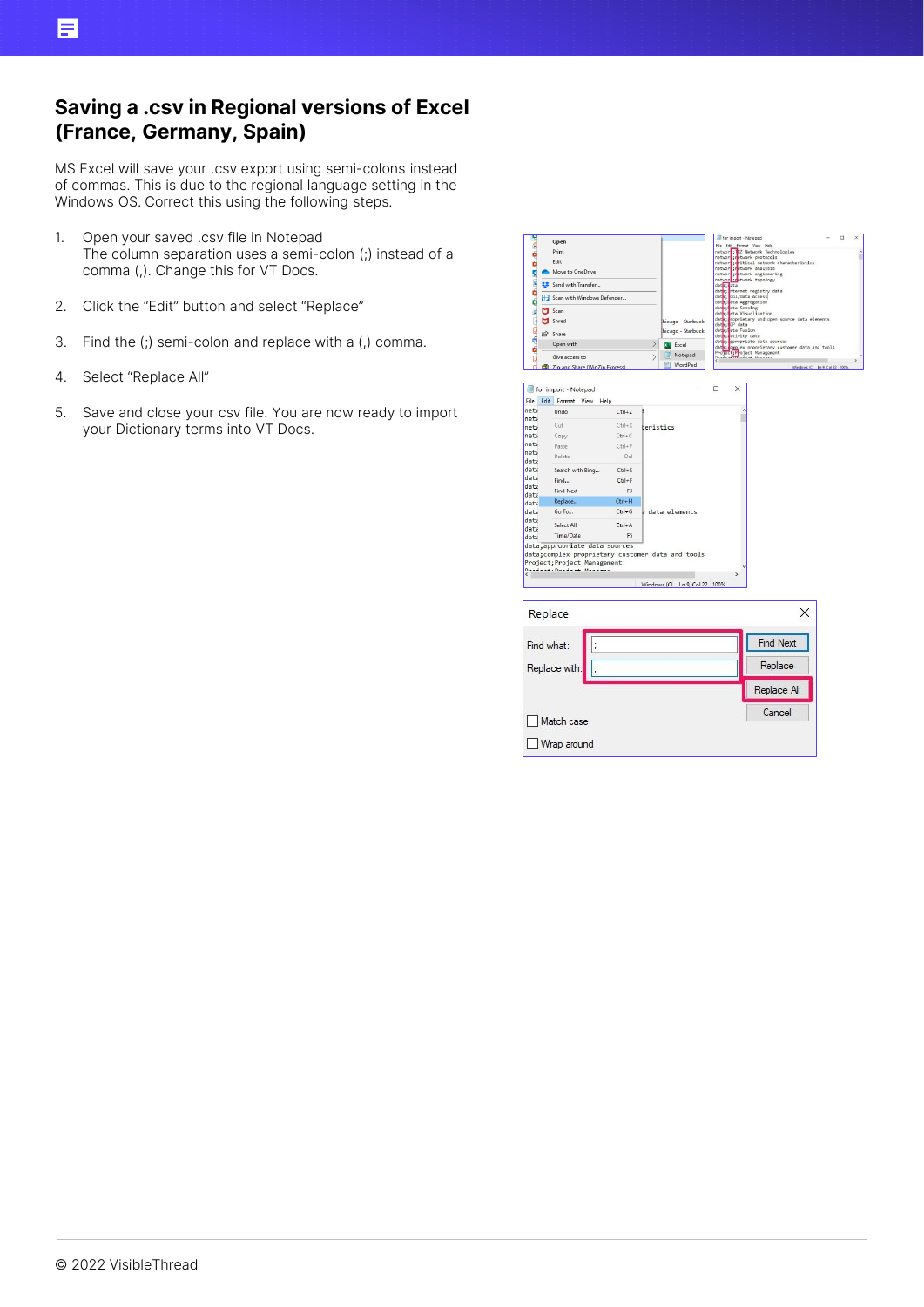# Saving a .csv in Regional versions of Excel (France, Germany, Spain)

MS Excel will save your .csv export using semi-colons instead of commas. This is due to the regional language setting in the Windows OS. Correct this using the following steps.

1. Open your saved .csv file in Notepad
   The column separation uses a semi-colon (;) instead of a comma (,). Change this for VT Docs.

2. Click the "Edit" button and select "Replace"

3. Find the (;) semi-colon and replace with a (,) comma.

4. Select "Replace All"

5. Save and close your csv file. You are now ready to import your Dictionary terms into VT Docs.

© 2022 VisibleThread